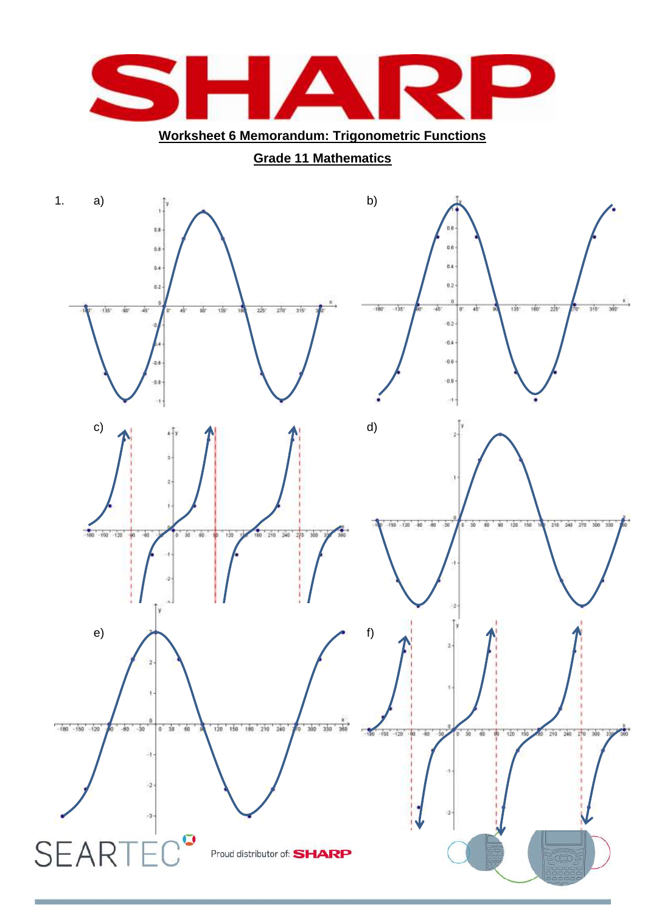**Worksheet 6 Memorandum: Trigonometric Functions**

**Grade 11 Mathematics**

1. a)

b)

c)

d)

e)

f)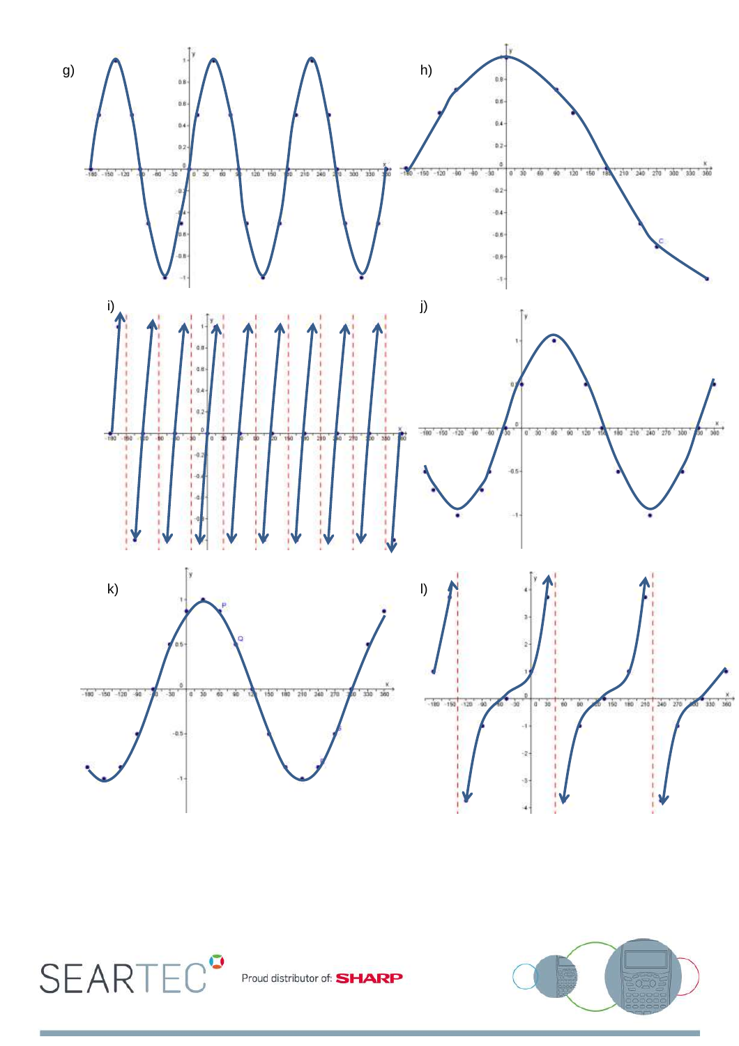g)

h)

i)

j)

k)

l)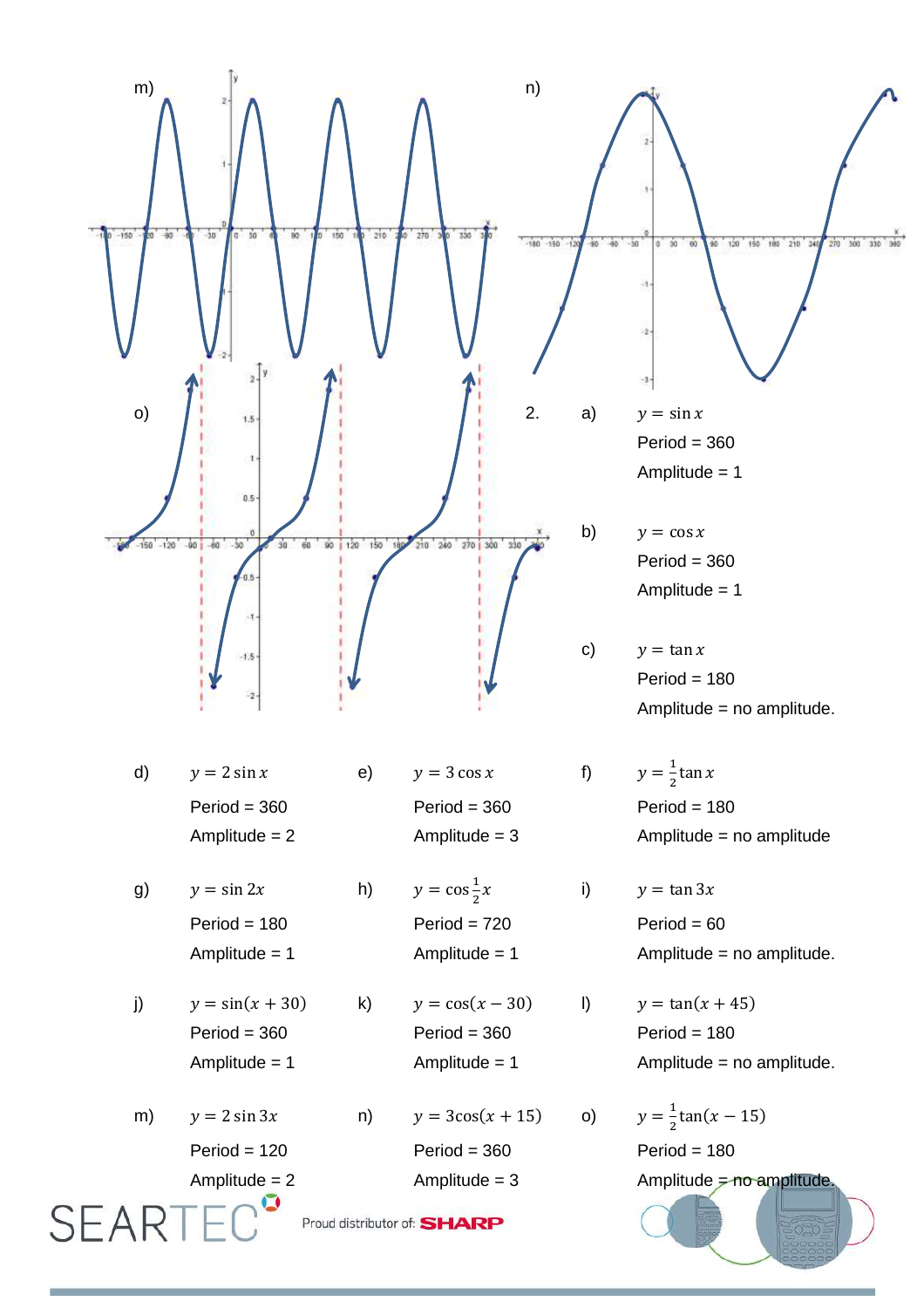m)

n)

o)

2.

a) $y = \sin x$

Period = 360

Amplitude = 1

b) $y = \cos x$

Period = 360

Amplitude = 1

c) $y = \tan x$

Period = 180

Amplitude = no amplitude.

d) $y = 2\sin x$

Period = 360

Amplitude = 2

e) $y = 3\cos x$

Period = 360

Amplitude = 3

f) $y = \frac{1}{2}\tan x$

Period = 180

Amplitude = no amplitude

g) $y = \sin 2x$

Period = 180

Amplitude = 1

h) $y = \cos\frac{1}{2}x$

Period = 720

Amplitude = 1

i) $y = \tan 3x$

Period = 60

Amplitude = no amplitude.

j) $y = \sin(x + 30)$

Period = 360

Amplitude = 1

k) $y = \cos(x - 30)$

Period = 360

Amplitude = 1

l) $y = \tan(x + 45)$

Period = 180

Amplitude = no amplitude.

m) $y = 2\sin 3x$

Period = 120

Amplitude = 2

n) $y = 3\cos(x + 15)$

Period = 360

Amplitude = 3

o) $y = \frac{1}{2}\tan(x - 15)$

Period = 180

Amplitude = no amplitude.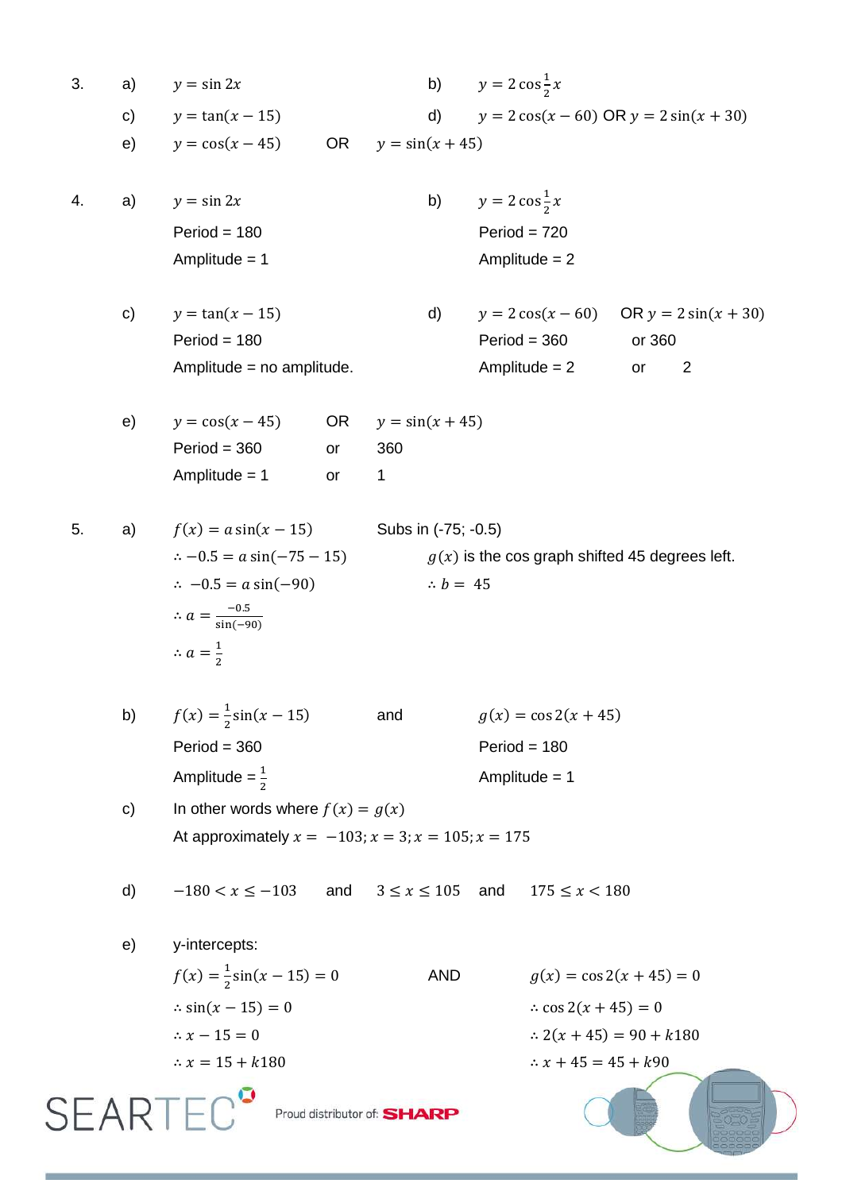3. a) $y = \sin 2x$ b) $y = 2\cos\frac{1}{2}x$

 c) $y = \tan(x - 15)$ d) $y = 2\cos(x - 60)$ OR $y = 2\sin(x + 30)$

 e) $y = \cos(x - 45)$ OR $y = \sin(x + 45)$

4. a) $y = \sin 2x$
 Period = 180
 Amplitude = 1

 b) $y = 2\cos\frac{1}{2}x$
 Period = 720
 Amplitude = 2

 c) $y = \tan(x - 15)$
 Period = 180
 Amplitude = no amplitude.

 d) $y = 2\cos(x - 60)$ OR $y = 2\sin(x + 30)$
 Period = 360 or 360
 Amplitude = 2 or 2

 e) $y = \cos(x - 45)$ OR $y = \sin(x + 45)$
 Period = 360 or 360
 Amplitude = 1 or 1

5. a) $f(x) = a\sin(x - 15)$ Subs in (-75; -0.5)

 $\therefore -0.5 = a\sin(-75 - 15)$

 $\therefore -0.5 = a\sin(-90)$

 $\therefore a = \frac{-0.5}{\sin(-90)}$

 $\therefore a = \frac{1}{2}$

 $g(x)$ is the cos graph shifted 45 degrees left.

 $\therefore b = 45$

 b) $f(x) = \frac{1}{2}\sin(x - 15)$ and $g(x) = \cos 2(x + 45)$

 Period = 360 Period = 180

 Amplitude = $\frac{1}{2}$ Amplitude = 1

 c) In other words where $f(x) = g(x)$

 At approximately $x = -103; x = 3; x = 105; x = 175$

 d) $-180 < x \leq -103$ and $3 \leq x \leq 105$ and $175 \leq x < 180$

 e) y-intercepts:

 $f(x) = \frac{1}{2}\sin(x - 15) = 0$ AND $g(x) = \cos 2(x + 45) = 0$

 $\therefore \sin(x - 15) = 0$ $\therefore \cos 2(x + 45) = 0$

 $\therefore x - 15 = 0$ $\therefore 2(x + 45) = 90 + k180$

 $\therefore x = 15 + k180$ $\therefore x + 45 = 45 + k90$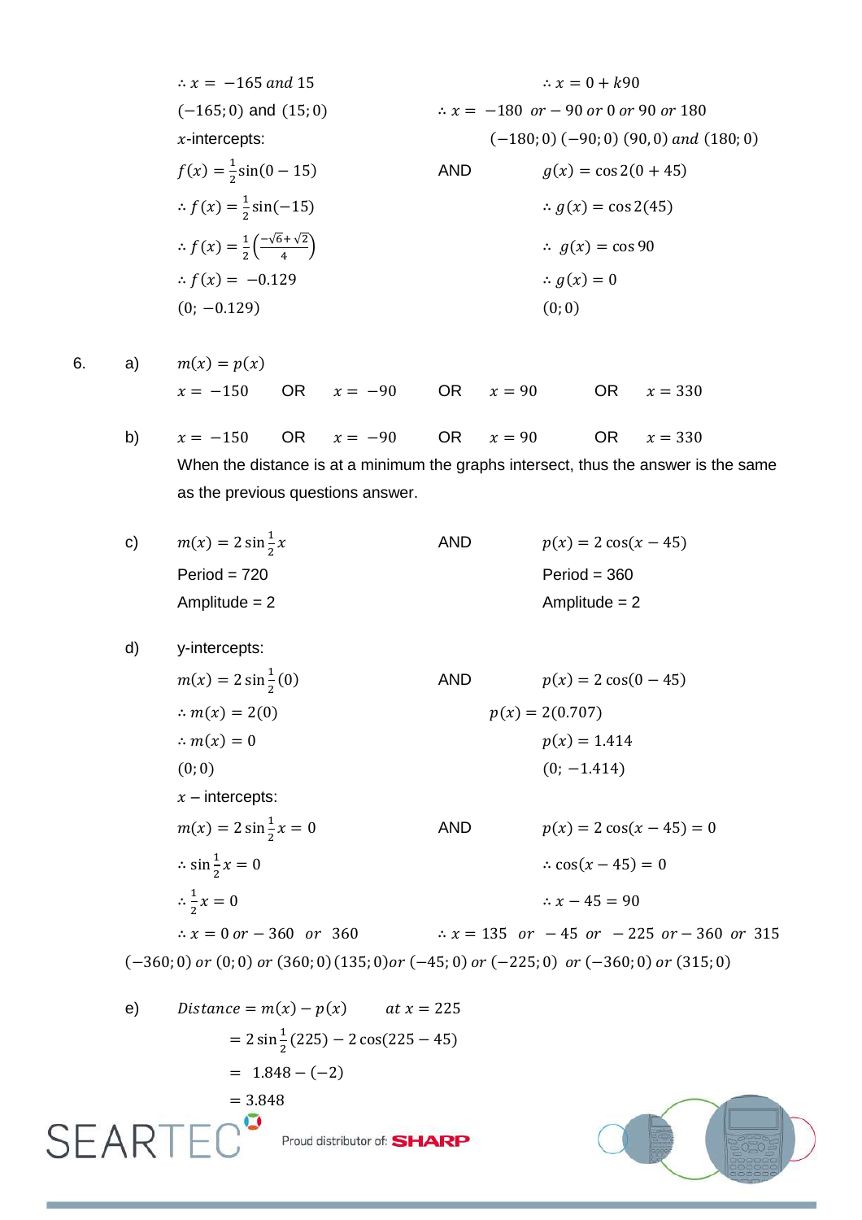$\therefore x = -165 \text{ and } 15$

$(-165; 0)$ and $(15; 0)$

$x$-intercepts:

$f(x) = \frac{1}{2}\sin(0 - 15)$

$\therefore f(x) = \frac{1}{2}\sin(-15)$

$\therefore f(x) = \frac{1}{2}\left(\frac{-\sqrt{6}+\sqrt{2}}{4}\right)$

$\therefore f(x) = -0.129$

$(0; -0.129)$

AND

$\therefore x = 0 + k90$

$\therefore x = -180 \text{ or } -90 \text{ or } 0 \text{ or } 90 \text{ or } 180$

$(-180; 0)\ (-90; 0)\ (90, 0) \text{ and } (180; 0)$

$g(x) = \cos 2(0 + 45)$

$\therefore g(x) = \cos 2(45)$

$\therefore g(x) = \cos 90$

$\therefore g(x) = 0$

$(0; 0)$

6. a) $m(x) = p(x)$

$x = -150$ OR $x = -90$ OR $x = 90$ OR $x = 330$

b) $x = -150$ OR $x = -90$ OR $x = 90$ OR $x = 330$

When the distance is at a minimum the graphs intersect, thus the answer is the same as the previous questions answer.

c) $m(x) = 2\sin\frac{1}{2}x$ AND $p(x) = 2\cos(x - 45)$

Period = 720 Period = 360

Amplitude = 2 Amplitude = 2

d) y-intercepts:

$m(x) = 2\sin\frac{1}{2}(0)$

$\therefore m(x) = 2(0)$

$\therefore m(x) = 0$

$(0; 0)$

AND

$p(x) = 2\cos(0 - 45)$

$p(x) = 2(0.707)$

$p(x) = 1.414$

$(0; -1.414)$

$x$ – intercepts:

$m(x) = 2\sin\frac{1}{2}x = 0$

$\therefore \sin\frac{1}{2}x = 0$

$\therefore \frac{1}{2}x = 0$

$\therefore x = 0 \text{ or } -360 \text{ or } 360$

AND

$p(x) = 2\cos(x - 45) = 0$

$\therefore \cos(x - 45) = 0$

$\therefore x - 45 = 90$

$\therefore x = 135 \text{ or } -45 \text{ or } -225 \text{ or } -360 \text{ or } 315$

$(-360; 0) \text{ or } (0; 0) \text{ or } (360; 0)\ (135; 0) \text{ or } (-45; 0) \text{ or } (-225; 0) \text{ or } (-360; 0) \text{ or } (315; 0)$

e) $Distance = m(x) - p(x) \quad at\ x = 225$

$= 2\sin\frac{1}{2}(225) - 2\cos(225 - 45)$

$= 1.848 - (-2)$

$= 3.848$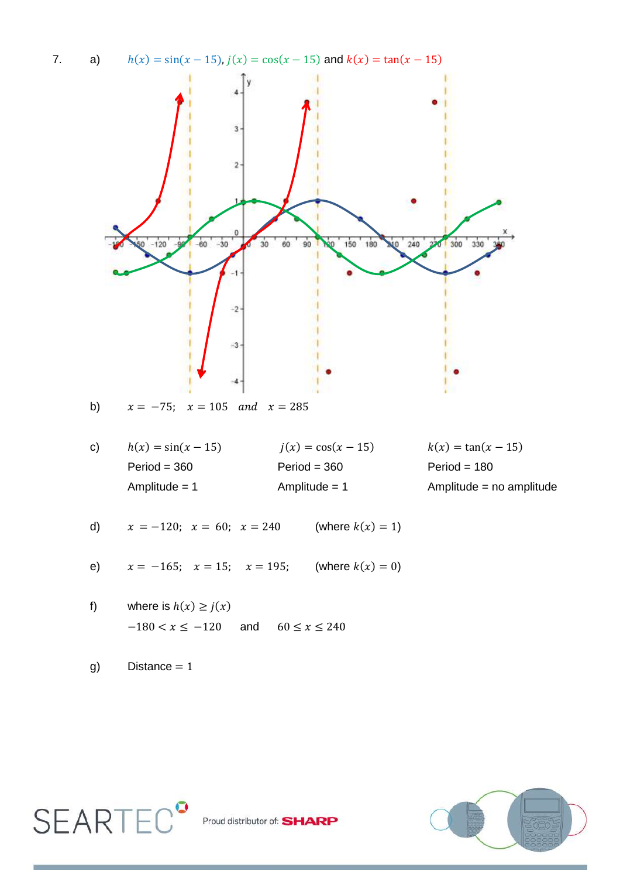7. a) $h(x) = \sin(x - 15)$, $j(x) = \cos(x - 15)$ and $k(x) = \tan(x - 15)$

y

4

3

2

1

0

-1

-2

-3

-4

x

-180 -150 -120 -90 -60 -30 0 30 60 90 120 150 180 210 240 270 300 330 360

b) $x = -75$; $x = 105$ *and* $x = 285$

c)

$h(x) = \sin(x - 15)$
Period = 360
Amplitude = 1

$j(x) = \cos(x - 15)$
Period = 360
Amplitude = 1

$k(x) = \tan(x - 15)$
Period = 180
Amplitude = no amplitude

d) $x = -120$; $x = 60$; $x = 240$ (where $k(x) = 1$)

e) $x = -165$; $x = 15$; $x = 195$; (where $k(x) = 0$)

f) where is $h(x) \geq j(x)$

$-180 < x \leq -120$ and $60 \leq x \leq 240$

g) Distance = 1